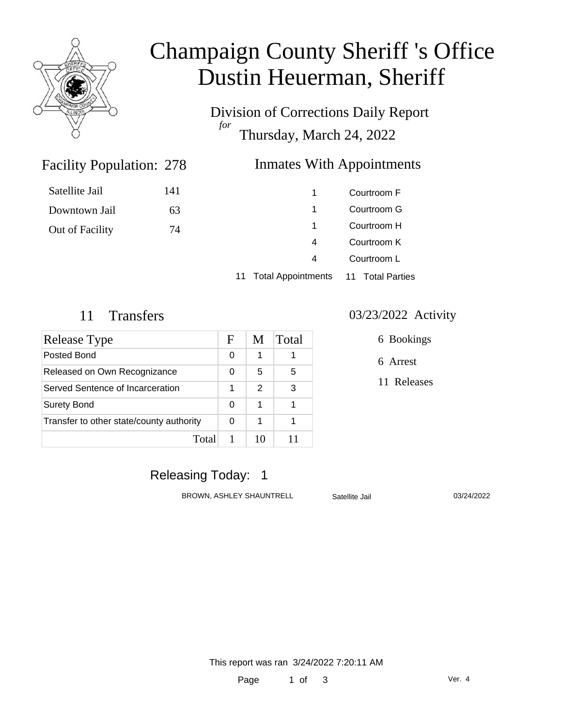# Champaign County Sheriff 's Office
# Dustin Heuerman, Sheriff

Division of Corrections Daily Report
*for*
Thursday, March 24, 2022

## Facility Population: 278

| | |
|---|---|
| Satellite Jail | 141 |
| Downtown Jail | 63 |
| Out of Facility | 74 |

## Inmates With Appointments

| | |
|---|---|
| 1 | Courtroom F |
| 1 | Courtroom G |
| 1 | Courtroom H |
| 4 | Courtroom K |
| 4 | Courtroom L |
| 11 Total Appointments | 11 Total Parties |

## 11 Transfers

| Release Type | F | M | Total |
|---|---|---|---|
| Posted Bond | 0 | 1 | 1 |
| Released on Own Recognizance | 0 | 5 | 5 |
| Served Sentence of Incarceration | 1 | 2 | 3 |
| Surety Bond | 0 | 1 | 1 |
| Transfer to other state/county authority | 0 | 1 | 1 |
| Total | 1 | 10 | 11 |

## 03/23/2022 Activity

6 Bookings

6 Arrest

11 Releases

## Releasing Today: 1

| | | |
|---|---|---|
| BROWN, ASHLEY SHAUNTRELL | Satellite Jail | 03/24/2022 |

This report was ran 3/24/2022 7:20:11 AM

Ver. 4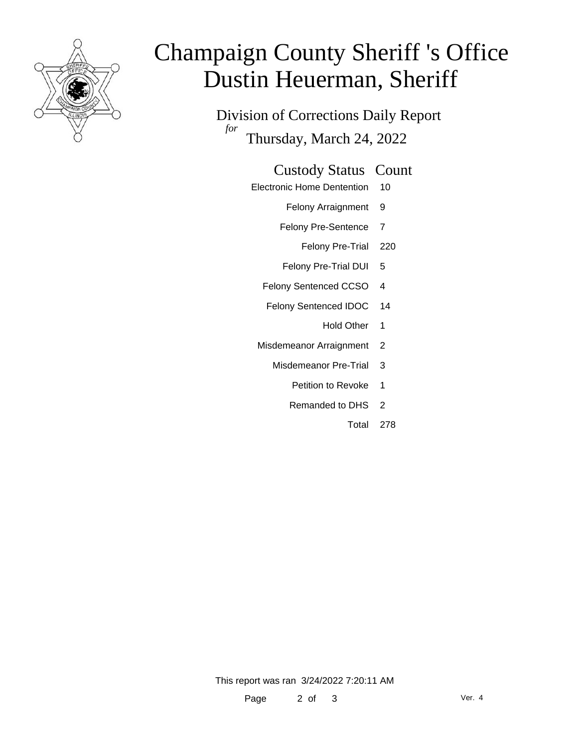# Champaign County Sheriff 's Office
# Dustin Heuerman, Sheriff

## Division of Corrections Daily Report
*for*
## Thursday, March 24, 2022

| Custody Status | Count |
|---|---|
| Electronic Home Dentention | 10 |
| Felony Arraignment | 9 |
| Felony Pre-Sentence | 7 |
| Felony Pre-Trial | 220 |
| Felony Pre-Trial DUI | 5 |
| Felony Sentenced CCSO | 4 |
| Felony Sentenced IDOC | 14 |
| Hold Other | 1 |
| Misdemeanor Arraignment | 2 |
| Misdemeanor Pre-Trial | 3 |
| Petition to Revoke | 1 |
| Remanded to DHS | 2 |
| Total | 278 |

This report was ran 3/24/2022 7:20:11 AM

Ver. 4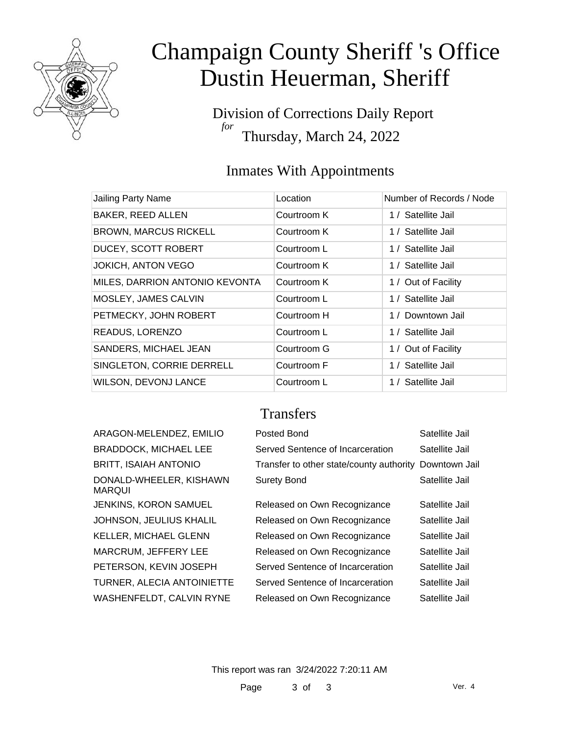# Champaign County Sheriff 's Office
# Dustin Heuerman, Sheriff

Division of Corrections Daily Report
*for*
Thursday, March 24, 2022

## Inmates With Appointments

| Jailing Party Name | Location | Number of Records / Node |
|---|---|---|
| BAKER, REED ALLEN | Courtroom K | 1 / Satellite Jail |
| BROWN, MARCUS RICKELL | Courtroom K | 1 / Satellite Jail |
| DUCEY, SCOTT ROBERT | Courtroom L | 1 / Satellite Jail |
| JOKICH, ANTON VEGO | Courtroom K | 1 / Satellite Jail |
| MILES, DARRION ANTONIO KEVONTA | Courtroom K | 1 / Out of Facility |
| MOSLEY, JAMES CALVIN | Courtroom L | 1 / Satellite Jail |
| PETMECKY, JOHN ROBERT | Courtroom H | 1 / Downtown Jail |
| READUS, LORENZO | Courtroom L | 1 / Satellite Jail |
| SANDERS, MICHAEL JEAN | Courtroom G | 1 / Out of Facility |
| SINGLETON, CORRIE DERRELL | Courtroom F | 1 / Satellite Jail |
| WILSON, DEVONJ LANCE | Courtroom L | 1 / Satellite Jail |

## Transfers

| | | |
|---|---|---|
| ARAGON-MELENDEZ, EMILIO | Posted Bond | Satellite Jail |
| BRADDOCK, MICHAEL LEE | Served Sentence of Incarceration | Satellite Jail |
| BRITT, ISAIAH ANTONIO | Transfer to other state/county authority | Downtown Jail |
| DONALD-WHEELER, KISHAWN MARQUI | Surety Bond | Satellite Jail |
| JENKINS, KORON SAMUEL | Released on Own Recognizance | Satellite Jail |
| JOHNSON, JEULIUS KHALIL | Released on Own Recognizance | Satellite Jail |
| KELLER, MICHAEL GLENN | Released on Own Recognizance | Satellite Jail |
| MARCRUM, JEFFERY LEE | Released on Own Recognizance | Satellite Jail |
| PETERSON, KEVIN JOSEPH | Served Sentence of Incarceration | Satellite Jail |
| TURNER, ALECIA ANTOINIETTE | Served Sentence of Incarceration | Satellite Jail |
| WASHENFELDT, CALVIN RYNE | Released on Own Recognizance | Satellite Jail |

This report was ran 3/24/2022 7:20:11 AM

Ver. 4